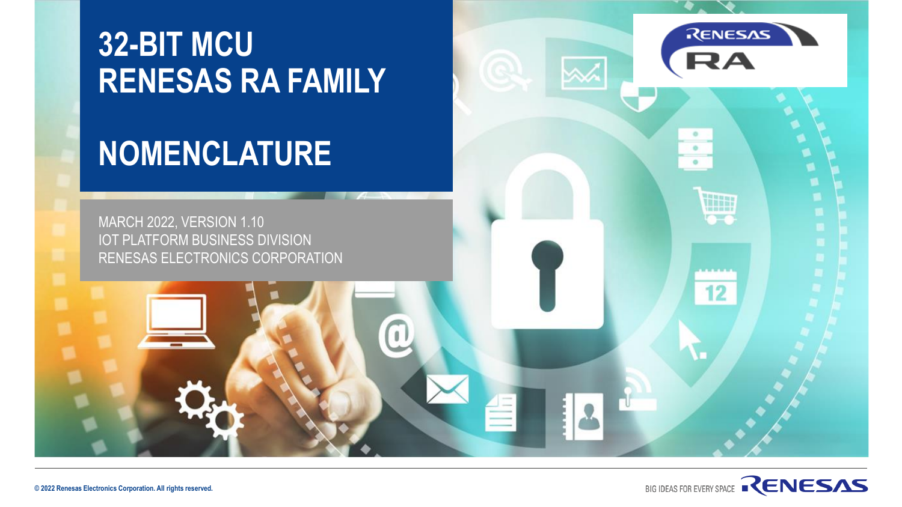# 32-BIT MCU RENESAS RA FAMILY

# NOMENCLATURE

MARCH 2022, VERSION 1.10
IOT PLATFORM BUSINESS DIVISION
RENESAS ELECTRONICS CORPORATION

© 2022 Renesas Electronics Corporation. All rights reserved.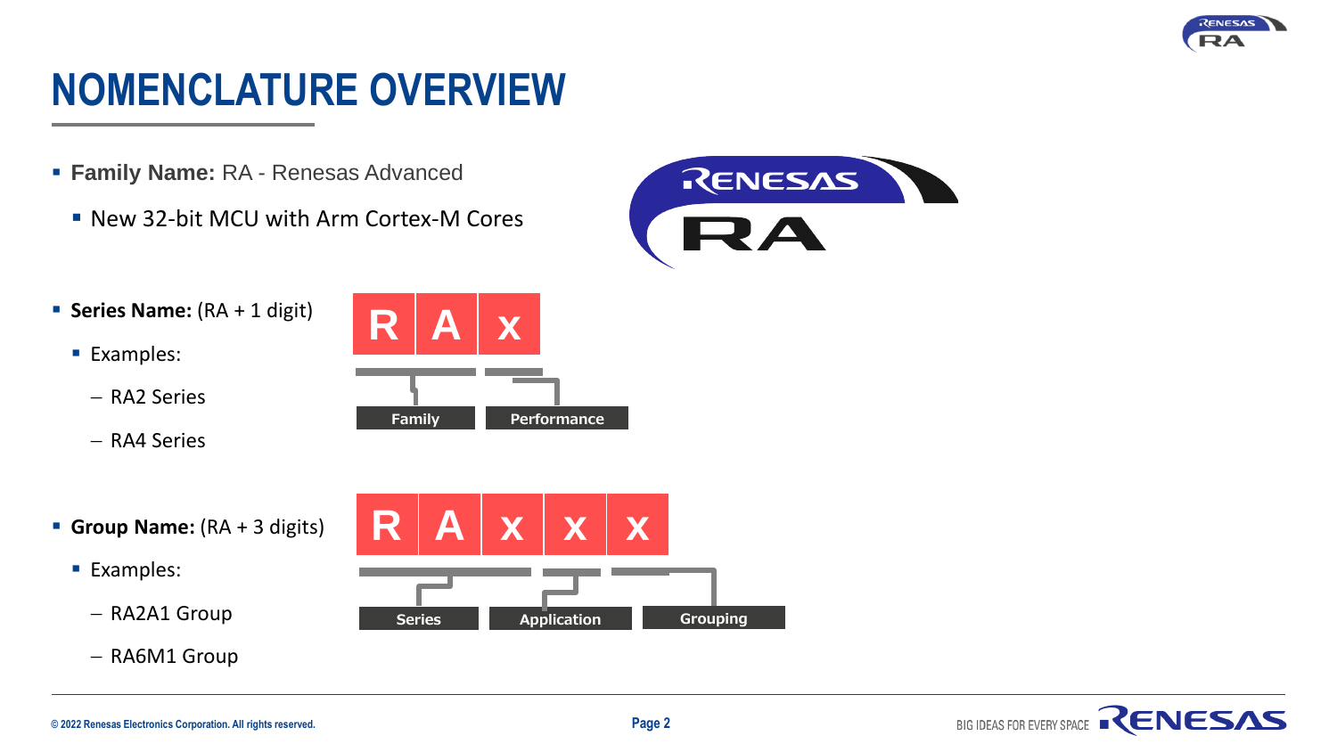# NOMENCLATURE OVERVIEW

- **Family Name:** RA - Renesas Advanced
  - New 32-bit MCU with Arm Cortex-M Cores

- **Series Name:** (RA + 1 digit)
  - Examples:
    - RA2 Series
    - RA4 Series

R A x

Family | Performance

- **Group Name:** (RA + 3 digits)
  - Examples:
    - RA2A1 Group
    - RA6M1 Group

R A x x x

Series | Application | Grouping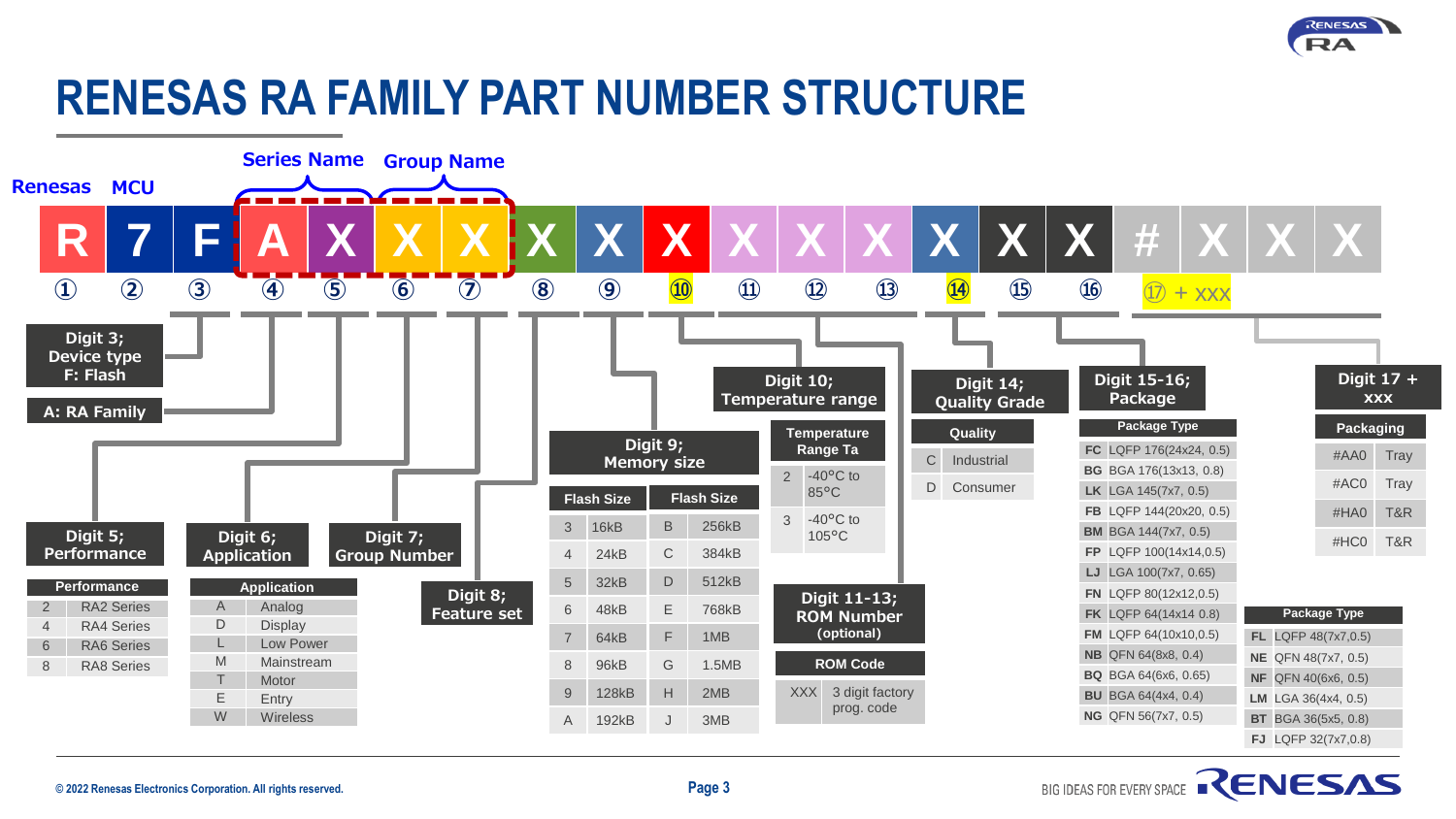# RENESAS RA FAMILY PART NUMBER STRUCTURE

| Renesas | MCU | | Series Name | | Group Name | | | | | | | | | | | | | | |
|---|---|---|---|---|---|---|---|---|---|---|---|---|---|---|---|---|---|---|---|
| R | 7 | F | A | X | X | X | X | X | X | X | X | X | X | X | X | # | X | X | X |
| ① | ② | ③ | ④ | ⑤ | ⑥ | ⑦ | ⑧ | ⑨ | ⑩ | ⑪ | ⑫ | ⑬ | ⑭ | ⑮ | ⑯ | ⑰ + XXX | | | |

**Digit 3; Device type F: Flash**

**A: RA Family**

**Digit 5; Performance**

| Performance | |
|---|---|
| 2 | RA2 Series |
| 4 | RA4 Series |
| 6 | RA6 Series |
| 8 | RA8 Series |

**Digit 6; Application**

| Application | |
|---|---|
| A | Analog |
| D | Display |
| L | Low Power |
| M | Mainstream |
| T | Motor |
| E | Entry |
| W | Wireless |

**Digit 7; Group Number**

**Digit 8; Feature set**

**Digit 9; Memory size**

| Flash Size | | Flash Size | |
|---|---|---|---|
| 3 | 16kB | B | 256kB |
| 4 | 24kB | C | 384kB |
| 5 | 32kB | D | 512kB |
| 6 | 48kB | E | 768kB |
| 7 | 64kB | F | 1MB |
| 8 | 96kB | G | 1.5MB |
| 9 | 128kB | H | 2MB |
| A | 192kB | J | 3MB |

**Digit 10; Temperature range**

| Temperature Range Ta | |
|---|---|
| 2 | -40°C to 85°C |
| 3 | -40°C to 105°C |

**Digit 11-13; ROM Number (optional)**

| ROM Code | |
|---|---|
| XXX | 3 digit factory prog. code |

**Digit 14; Quality Grade**

| Quality | |
|---|---|
| C | Industrial |
| D | Consumer |

**Digit 15-16; Package**

| Package Type | |
|---|---|
| FC | LQFP 176(24x24, 0.5) |
| BG | BGA 176(13x13, 0.8) |
| LK | LGA 145(7x7, 0.5) |
| FB | LQFP 144(20x20, 0.5) |
| BM | BGA 144(7x7, 0.5) |
| FP | LQFP 100(14x14,0.5) |
| LJ | LGA 100(7x7, 0.65) |
| FN | LQFP 80(12x12,0.5) |
| FK | LQFP 64(14x14 0.8) |
| FM | LQFP 64(10x10,0.5) |
| NB | QFN 64(8x8, 0.4) |
| BQ | BGA 64(6x6, 0.65) |
| BU | BGA 64(4x4, 0.4) |
| NG | QFN 56(7x7, 0.5) |

| Package Type | |
|---|---|
| FL | LQFP 48(7x7,0.5) |
| NE | QFN 48(7x7, 0.5) |
| NF | QFN 40(6x6, 0.5) |
| LM | LGA 36(4x4, 0.5) |
| BT | BGA 36(5x5, 0.8) |
| FJ | LQFP 32(7x7,0.8) |

**Digit 17 + XXX**

| Packaging | |
|---|---|
| #AA0 | Tray |
| #AC0 | Tray |
| #HA0 | T&R |
| #HC0 | T&R |

© 2022 Renesas Electronics Corporation. All rights reserved.

BIG IDEAS FOR EVERY SPACE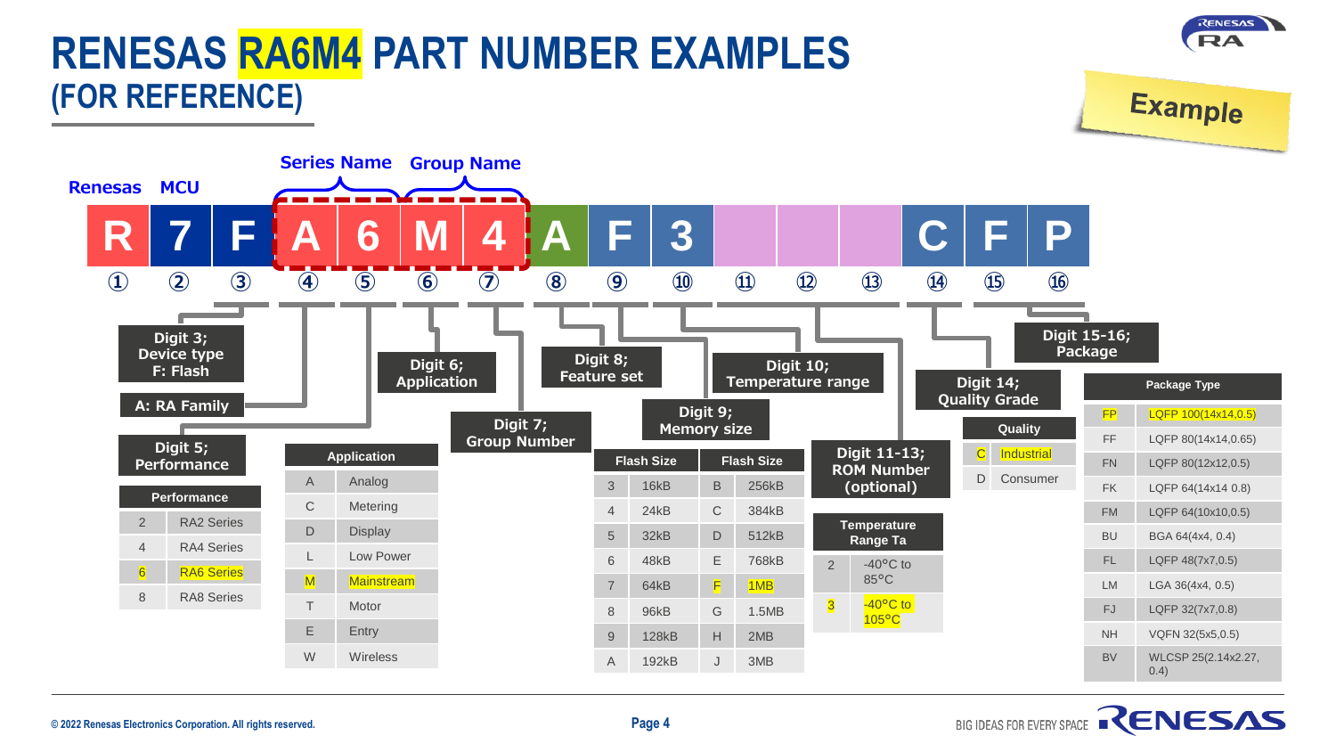# RENESAS RA6M4 PART NUMBER EXAMPLES
## (FOR REFERENCE)

Example

| Digit | ① | ② | ③ | ④ | ⑤ | ⑥ | ⑦ | ⑧ | ⑨ | ⑩ | ⑪ | ⑫ | ⑬ | ⑭ | ⑮ | ⑯ |
|---|---|---|---|---|---|---|---|---|---|---|---|---|---|---|---|---|
| Part number | R | 7 | F | A | 6 | M | 4 | A | F | 3 | | | | C | F | P |

- Renesas: R
- MCU: 7
- Series Name: A6
- Group Name: M4

**Digit 3; Device type** F: Flash

**A: RA Family**

**Digit 5; Performance**

| Performance | |
|---|---|
| 2 | RA2 Series |
| 4 | RA4 Series |
| 6 | RA6 Series |
| 8 | RA8 Series |

**Digit 6; Application**

| Application | |
|---|---|
| A | Analog |
| C | Metering |
| D | Display |
| L | Low Power |
| M | Mainstream |
| T | Motor |
| E | Entry |
| W | Wireless |

**Digit 7; Group Number**

**Digit 8; Feature set**

**Digit 9; Memory size**

| Flash Size | | Flash Size | |
|---|---|---|---|
| 3 | 16kB | B | 256kB |
| 4 | 24kB | C | 384kB |
| 5 | 32kB | D | 512kB |
| 6 | 48kB | E | 768kB |
| 7 | 64kB | F | 1MB |
| 8 | 96kB | G | 1.5MB |
| 9 | 128kB | H | 2MB |
| A | 192kB | J | 3MB |

**Digit 10; Temperature range**

| Temperature Range Ta | |
|---|---|
| 2 | -40°C to 85°C |
| 3 | -40°C to 105°C |

**Digit 11-13; ROM Number (optional)**

**Digit 14; Quality Grade**

| Quality | |
|---|---|
| C | Industrial |
| D | Consumer |

**Digit 15-16; Package**

| Package Type | |
|---|---|
| FP | LQFP 100(14x14,0.5) |
| FF | LQFP 80(14x14,0.65) |
| FN | LQFP 80(12x12,0.5) |
| FK | LQFP 64(14x14 0.8) |
| FM | LQFP 64(10x10,0.5) |
| BU | BGA 64(4x4, 0.4) |
| FL | LQFP 48(7x7,0.5) |
| LM | LGA 36(4x4, 0.5) |
| FJ | LQFP 32(7x7,0.8) |
| NH | VQFN 32(5x5,0.5) |
| BV | WLCSP 25(2.14x2.27, 0.4) |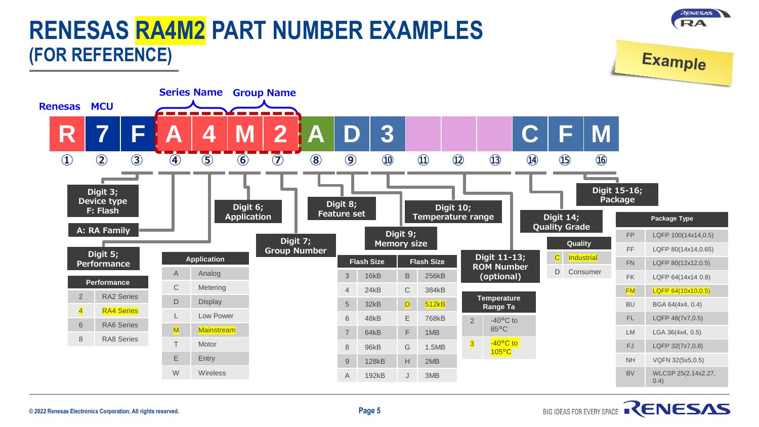# RENESAS RA4M2 PART NUMBER EXAMPLES (FOR REFERENCE)

Example

Renesas | MCU | Series Name | Group Name

| R | 7 | F | A | 4 | M | 2 | A | D | 3 | | | | C | F | M |
|---|---|---|---|---|---|---|---|---|---|---|---|---|---|---|---|
| ① | ② | ③ | ④ | ⑤ | ⑥ | ⑦ | ⑧ | ⑨ | ⑩ | ⑪ | ⑫ | ⑬ | ⑭ | ⑮ | ⑯ |

**Digit 3; Device type F: Flash**

**A: RA Family**

**Digit 5; Performance**

| Performance | |
|---|---|
| 2 | RA2 Series |
| 4 | RA4 Series |
| 6 | RA6 Series |
| 8 | RA8 Series |

**Digit 6; Application**

| Application | |
|---|---|
| A | Analog |
| C | Metering |
| D | Display |
| L | Low Power |
| M | Mainstream |
| T | Motor |
| E | Entry |
| W | Wireless |

**Digit 7; Group Number**

**Digit 8; Feature set**

**Digit 9; Memory size**

| Flash Size | | Flash Size | |
|---|---|---|---|
| 3 | 16kB | B | 256kB |
| 4 | 24kB | C | 384kB |
| 5 | 32kB | D | 512kB |
| 6 | 48kB | E | 768kB |
| 7 | 64kB | F | 1MB |
| 8 | 96kB | G | 1.5MB |
| 9 | 128kB | H | 2MB |
| A | 192kB | J | 3MB |

**Digit 10; Temperature range**

| Temperature Range Ta | |
|---|---|
| 2 | -40°C to 85°C |
| 3 | -40°C to 105°C |

**Digit 11-13; ROM Number (optional)**

**Digit 14; Quality Grade**

| Quality | |
|---|---|
| C | Industrial |
| D | Consumer |

**Digit 15-16; Package**

| Package Type | |
|---|---|
| FP | LQFP 100(14x14,0.5) |
| FF | LQFP 80(14x14,0.65) |
| FN | LQFP 80(12x12,0.5) |
| FK | LQFP 64(14x14 0.8) |
| FM | LQFP 64(10x10,0.5) |
| BU | BGA 64(4x4, 0.4) |
| FL | LQFP 48(7x7,0.5) |
| LM | LGA 36(4x4, 0.5) |
| FJ | LQFP 32(7x7,0.8) |
| NH | VQFN 32(5x5,0.5) |
| BV | WLCSP 25(2.14x2.27, 0.4) |

© 2022 Renesas Electronics Corporation. All rights reserved.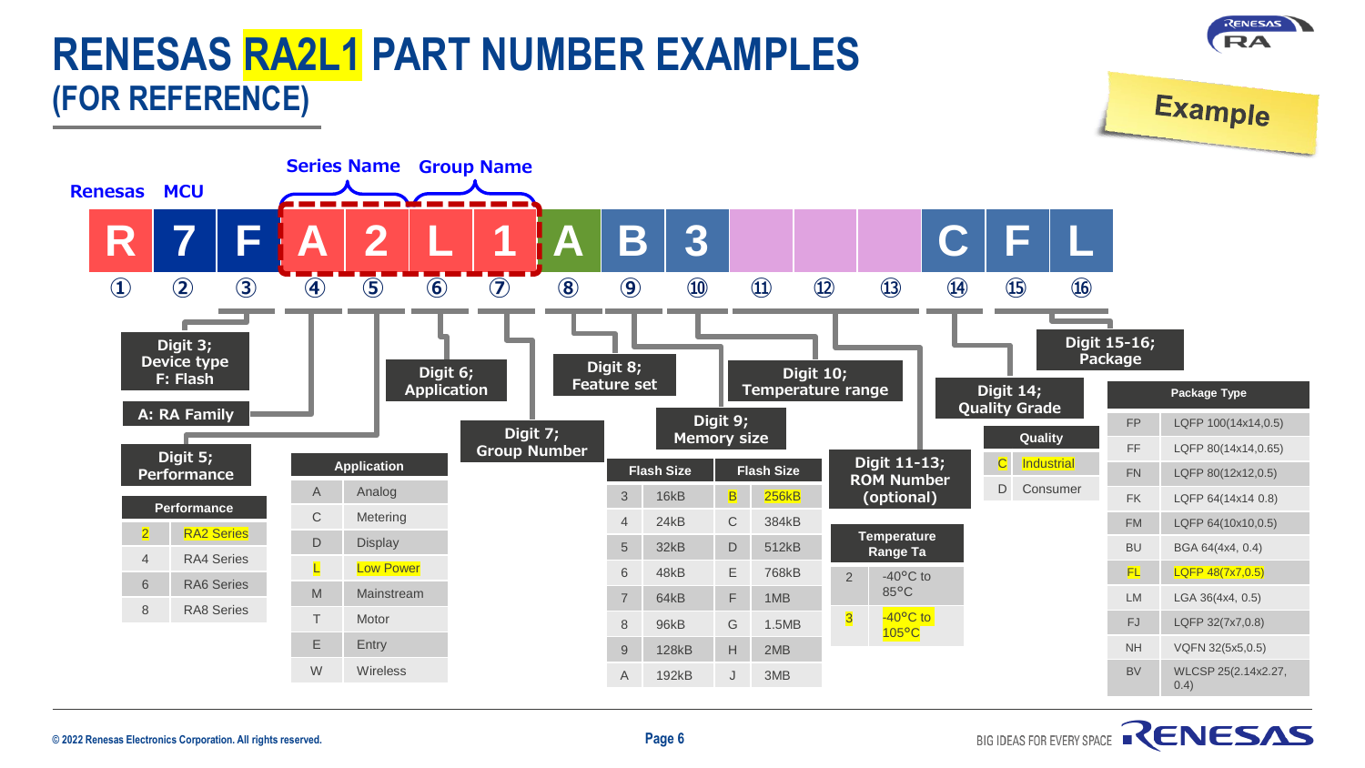# RENESAS RA2L1 PART NUMBER EXAMPLES (FOR REFERENCE)

Example

Renesas | MCU | Series Name | Group Name

| ① | ② | ③ | ④ | ⑤ | ⑥ | ⑦ | ⑧ | ⑨ | ⑩ | ⑪ | ⑫ | ⑬ | ⑭ | ⑮ | ⑯ |
|---|---|---|---|---|---|---|---|---|---|---|---|---|---|---|---|
| R | 7 | F | A | 2 | L | 1 | A | B | 3 | | | | C | F | L |

- **Digit 3; Device type** F: Flash
- **A: RA Family**
- **Digit 5; Performance**
- **Digit 6; Application**
- **Digit 7; Group Number**
- **Digit 8; Feature set**
- **Digit 9; Memory size**
- **Digit 10; Temperature range**
- **Digit 11-13; ROM Number (optional)**
- **Digit 14; Quality Grade**
- **Digit 15-16; Package**

| Performance | |
|---|---|
| 2 | RA2 Series |
| 4 | RA4 Series |
| 6 | RA6 Series |
| 8 | RA8 Series |

| Application | |
|---|---|
| A | Analog |
| C | Metering |
| D | Display |
| L | Low Power |
| M | Mainstream |
| T | Motor |
| E | Entry |
| W | Wireless |

| Flash Size | | Flash Size | |
|---|---|---|---|
| 3 | 16kB | B | 256kB |
| 4 | 24kB | C | 384kB |
| 5 | 32kB | D | 512kB |
| 6 | 48kB | E | 768kB |
| 7 | 64kB | F | 1MB |
| 8 | 96kB | G | 1.5MB |
| 9 | 128kB | H | 2MB |
| A | 192kB | J | 3MB |

| Temperature Range Ta | |
|---|---|
| 2 | -40°C to 85°C |
| 3 | -40°C to 105°C |

| Quality | |
|---|---|
| C | Industrial |
| D | Consumer |

| Package Type | |
|---|---|
| FP | LQFP 100(14x14,0.5) |
| FF | LQFP 80(14x14,0.65) |
| FN | LQFP 80(12x12,0.5) |
| FK | LQFP 64(14x14 0.8) |
| FM | LQFP 64(10x10,0.5) |
| BU | BGA 64(4x4, 0.4) |
| FL | LQFP 48(7x7,0.5) |
| LM | LGA 36(4x4, 0.5) |
| FJ | LQFP 32(7x7,0.8) |
| NH | VQFN 32(5x5,0.5) |
| BV | WLCSP 25(2.14x2.27, 0.4) |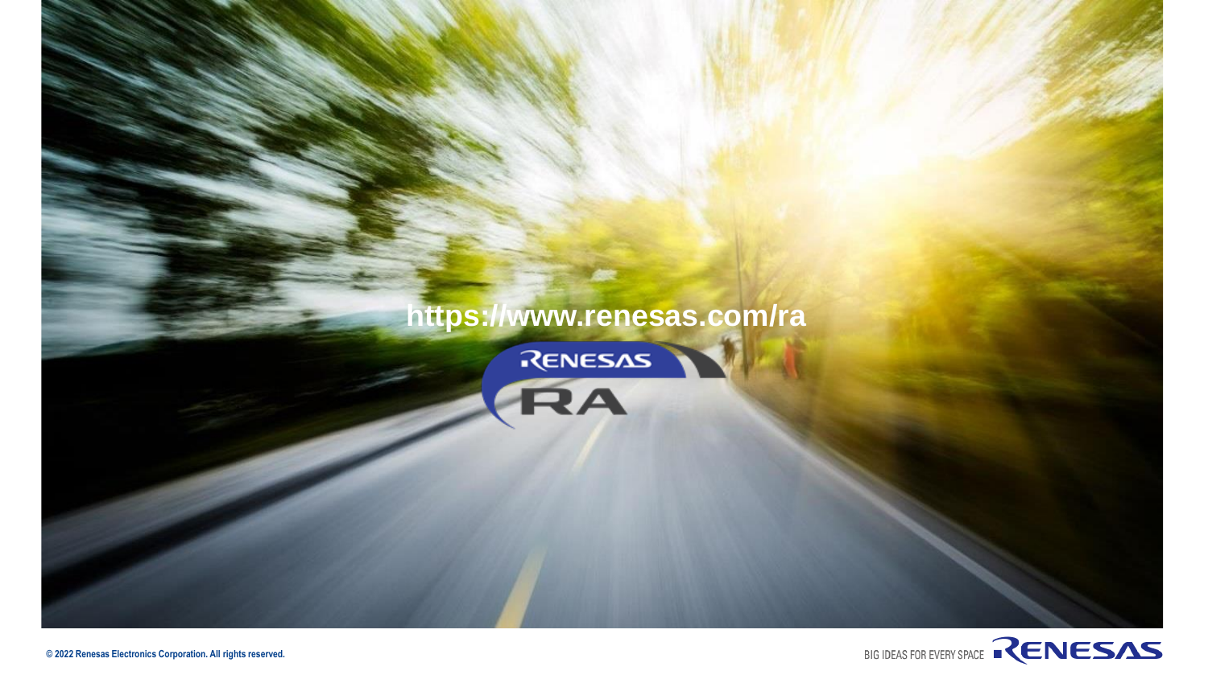https://www.renesas.com/ra